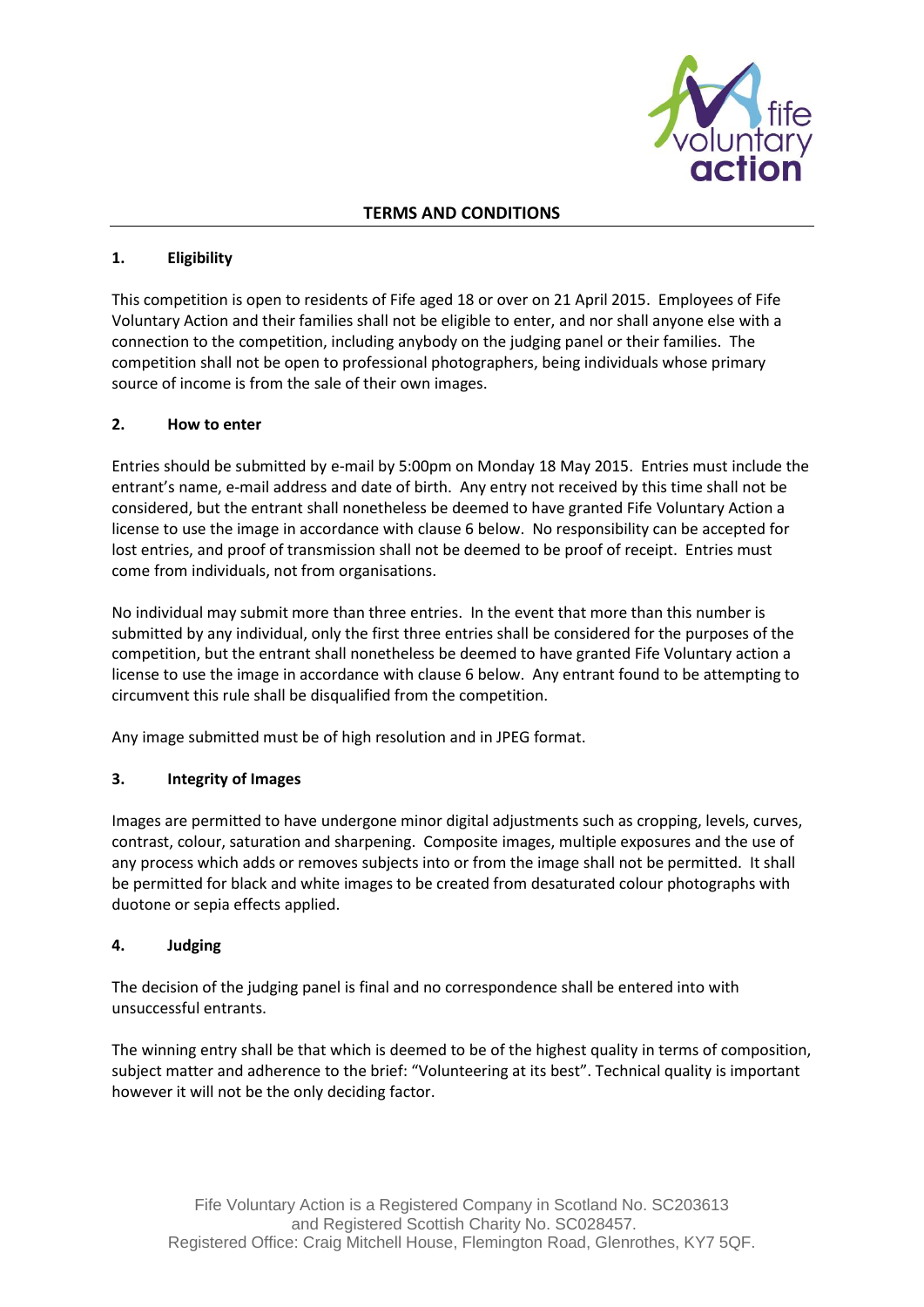## TERMS AND CONDITIONS

### 1. Eligibility

This competition is open to residents of Fife aged 18 or over on 21 April 2015. Employees of Fife Voluntary Action and their families shall not be eligible to enter, and nor shall anyone else with a connection to the competition, including anybody on the judging panel or their families. The competition shall not be open to professional photographers, being individuals whose primary source of income is from the sale of their own images.

### 2. How to enter

Entries should be submitted by e-mail by 5:00pm on Monday 18 May 2015. Entries must include the entrant's name, e-mail address and date of birth. Any entry not received by this time shall not be considered, but the entrant shall nonetheless be deemed to have granted Fife Voluntary Action a license to use the image in accordance with clause 6 below. No responsibility can be accepted for lost entries, and proof of transmission shall not be deemed to be proof of receipt. Entries must come from individuals, not from organisations.

No individual may submit more than three entries. In the event that more than this number is submitted by any individual, only the first three entries shall be considered for the purposes of the competition, but the entrant shall nonetheless be deemed to have granted Fife Voluntary action a license to use the image in accordance with clause 6 below. Any entrant found to be attempting to circumvent this rule shall be disqualified from the competition.

Any image submitted must be of high resolution and in JPEG format.

### 3. Integrity of Images

Images are permitted to have undergone minor digital adjustments such as cropping, levels, curves, contrast, colour, saturation and sharpening. Composite images, multiple exposures and the use of any process which adds or removes subjects into or from the image shall not be permitted. It shall be permitted for black and white images to be created from desaturated colour photographs with duotone or sepia effects applied.

### 4. Judging

The decision of the judging panel is final and no correspondence shall be entered into with unsuccessful entrants.

The winning entry shall be that which is deemed to be of the highest quality in terms of composition, subject matter and adherence to the brief: "Volunteering at its best". Technical quality is important however it will not be the only deciding factor.

Fife Voluntary Action is a Registered Company in Scotland No. SC203613 and Registered Scottish Charity No. SC028457.
Registered Office: Craig Mitchell House, Flemington Road, Glenrothes, KY7 5QF.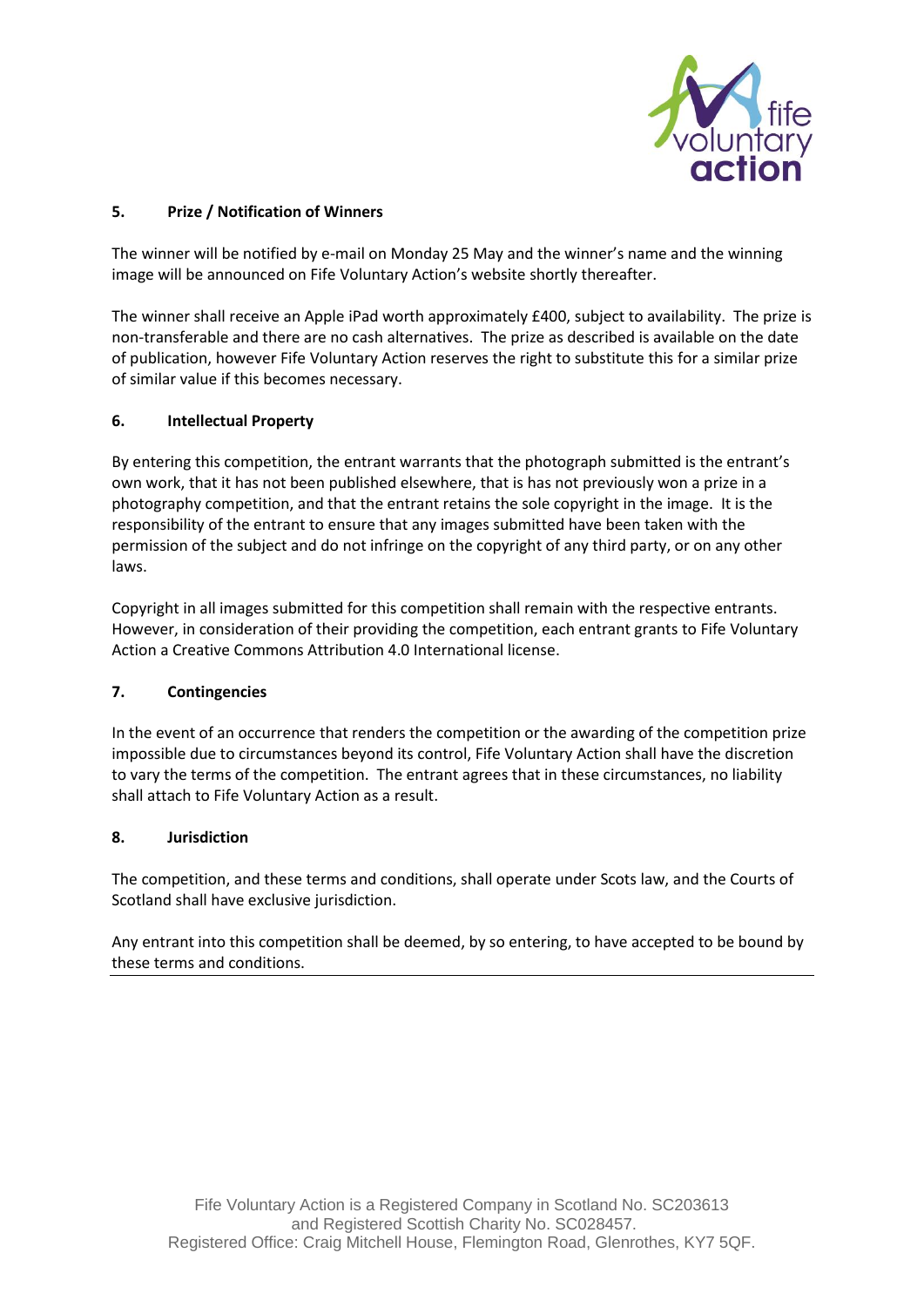## 5. Prize / Notification of Winners

The winner will be notified by e-mail on Monday 25 May and the winner's name and the winning image will be announced on Fife Voluntary Action's website shortly thereafter.

The winner shall receive an Apple iPad worth approximately £400, subject to availability. The prize is non-transferable and there are no cash alternatives. The prize as described is available on the date of publication, however Fife Voluntary Action reserves the right to substitute this for a similar prize of similar value if this becomes necessary.

## 6. Intellectual Property

By entering this competition, the entrant warrants that the photograph submitted is the entrant's own work, that it has not been published elsewhere, that is has not previously won a prize in a photography competition, and that the entrant retains the sole copyright in the image. It is the responsibility of the entrant to ensure that any images submitted have been taken with the permission of the subject and do not infringe on the copyright of any third party, or on any other laws.

Copyright in all images submitted for this competition shall remain with the respective entrants. However, in consideration of their providing the competition, each entrant grants to Fife Voluntary Action a Creative Commons Attribution 4.0 International license.

## 7. Contingencies

In the event of an occurrence that renders the competition or the awarding of the competition prize impossible due to circumstances beyond its control, Fife Voluntary Action shall have the discretion to vary the terms of the competition. The entrant agrees that in these circumstances, no liability shall attach to Fife Voluntary Action as a result.

## 8. Jurisdiction

The competition, and these terms and conditions, shall operate under Scots law, and the Courts of Scotland shall have exclusive jurisdiction.

Any entrant into this competition shall be deemed, by so entering, to have accepted to be bound by these terms and conditions.

---

Fife Voluntary Action is a Registered Company in Scotland No. SC203613
and Registered Scottish Charity No. SC028457.
Registered Office: Craig Mitchell House, Flemington Road, Glenrothes, KY7 5QF.